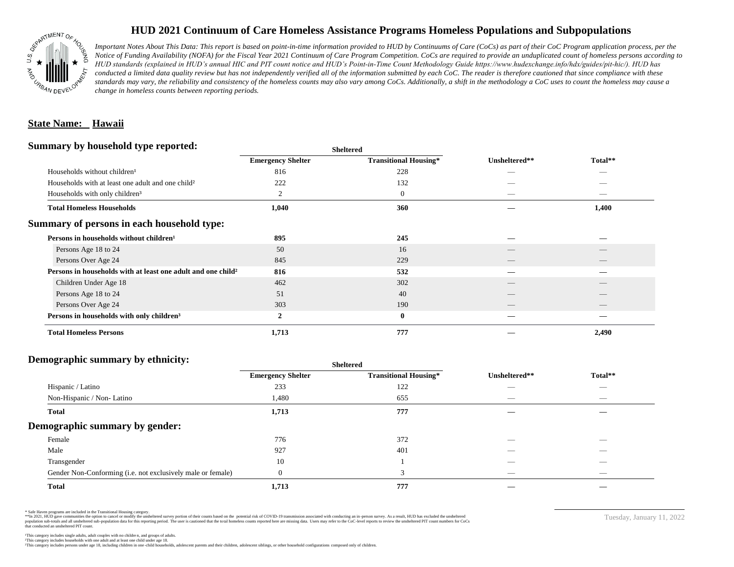# HUD 2021 Continuum of Care Homeless Assistance Programs Homeless Populations and Subpopulations

*Important Notes About This Data: This report is based on point-in-time information provided to HUD by Continuums of Care (CoCs) as part of their CoC Program application process, per the Notice of Funding Availability (NOFA) for the Fiscal Year 2021 Continuum of Care Program Competition. CoCs are required to provide an unduplicated count of homeless persons according to HUD standards (explained in HUD's annual HIC and PIT count notice and HUD's Point-in-Time Count Methodology Guide https://www.hudexchange.info/hdx/guides/pit-hic/). HUD has conducted a limited data quality review but has not independently verified all of the information submitted by each CoC. The reader is therefore cautioned that since compliance with these standards may vary, the reliability and consistency of the homeless counts may also vary among CoCs. Additionally, a shift in the methodology a CoC uses to count the homeless may cause a change in homeless counts between reporting periods.*

**State Name: Hawaii**

## Summary by household type reported:

| | Sheltered | | | |
|---|---|---|---|---|
| | **Emergency Shelter** | **Transitional Housing*** | **Unsheltered**** | **Total**** |
| Households without children¹ | 816 | 228 | — | — |
| Households with at least one adult and one child² | 222 | 132 | — | — |
| Households with only children³ | 2 | 0 | — | — |
| **Total Homeless Households** | **1,040** | **360** | **—** | **1,400** |

## Summary of persons in each household type:

| | Emergency Shelter | Transitional Housing* | Unsheltered** | Total** |
|---|---|---|---|---|
| **Persons in households without children¹** | **895** | **245** | **—** | **—** |
| Persons Age 18 to 24 | 50 | 16 | — | — |
| Persons Over Age 24 | 845 | 229 | — | — |
| **Persons in households with at least one adult and one child²** | **816** | **532** | **—** | **—** |
| Children Under Age 18 | 462 | 302 | — | — |
| Persons Age 18 to 24 | 51 | 40 | — | — |
| Persons Over Age 24 | 303 | 190 | — | — |
| **Persons in households with only children³** | **2** | **0** | **—** | **—** |
| **Total Homeless Persons** | **1,713** | **777** | **—** | **2,490** |

## Demographic summary by ethnicity:

| | Sheltered | | | |
|---|---|---|---|---|
| | **Emergency Shelter** | **Transitional Housing*** | **Unsheltered**** | **Total**** |
| Hispanic / Latino | 233 | 122 | — | — |
| Non-Hispanic / Non- Latino | 1,480 | 655 | — | — |
| **Total** | **1,713** | **777** | **—** | **—** |

## Demographic summary by gender:

| | Emergency Shelter | Transitional Housing* | Unsheltered** | Total** |
|---|---|---|---|---|
| Female | 776 | 372 | — | — |
| Male | 927 | 401 | — | — |
| Transgender | 10 | 1 | — | — |
| Gender Non-Conforming (i.e. not exclusively male or female) | 0 | 3 | — | — |
| **Total** | **1,713** | **777** | **—** | **—** |

\* Safe Haven programs are included in the Transitional Housing category.
\*\*In 2021, HUD gave communities the option to cancel or modify the unsheltered survey portion of their counts based on the potential risk of COVID-19 transmission associated with conducting an in-person survey. As a result, HUD has excluded the unsheltered population sub-totals and all unsheltered sub-population data for this reporting period. The user is cautioned that the total homeless counts reported here are missing data. Users may refer to the CoC-level reports to review the unsheltered PIT count numbers for CoCs that conducted an unsheltered PIT count.

¹This category includes single adults, adult couples with no children, and groups of adults.
²This category includes households with one adult and at least one child under age 18.
³This category includes persons under age 18, including children in one-child households, adolescent parents and their children, adolescent siblings, or other household configurations composed only of children.

Tuesday, January 11, 2022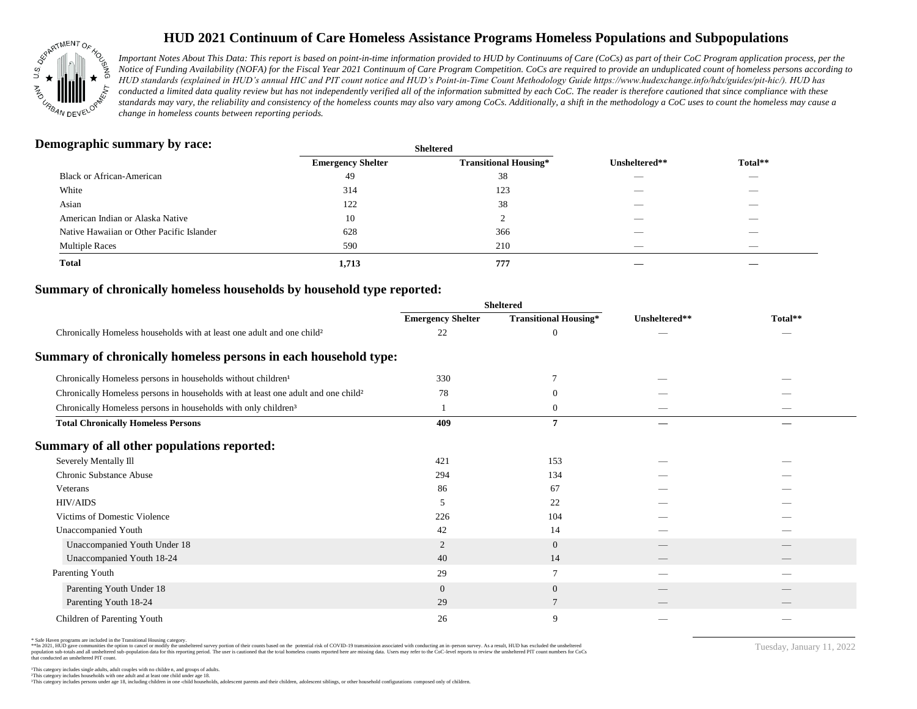# HUD 2021 Continuum of Care Homeless Assistance Programs Homeless Populations and Subpopulations

*Important Notes About This Data: This report is based on point-in-time information provided to HUD by Continuums of Care (CoCs) as part of their CoC Program application process, per the Notice of Funding Availability (NOFA) for the Fiscal Year 2021 Continuum of Care Program Competition. CoCs are required to provide an unduplicated count of homeless persons according to HUD standards (explained in HUD's annual HIC and PIT count notice and HUD's Point-in-Time Count Methodology Guide https://www.hudexchange.info/hdx/guides/pit-hic/). HUD has conducted a limited data quality review but has not independently verified all of the information submitted by each CoC. The reader is therefore cautioned that since compliance with these standards may vary, the reliability and consistency of the homeless counts may also vary among CoCs. Additionally, a shift in the methodology a CoC uses to count the homeless may cause a change in homeless counts between reporting periods.*

## Demographic summary by race:

| | Sheltered | | | |
|---|---|---|---|---|
| | Emergency Shelter | Transitional Housing* | Unsheltered** | Total** |
| Black or African-American | 49 | 38 | — | — |
| White | 314 | 123 | — | — |
| Asian | 122 | 38 | — | — |
| American Indian or Alaska Native | 10 | 2 | — | — |
| Native Hawaiian or Other Pacific Islander | 628 | 366 | — | — |
| Multiple Races | 590 | 210 | — | — |
| **Total** | **1,713** | **777** | **—** | **—** |

## Summary of chronically homeless households by household type reported:

| | Sheltered | | | |
|---|---|---|---|---|
| | Emergency Shelter | Transitional Housing* | Unsheltered** | Total** |
| Chronically Homeless households with at least one adult and one child² | 22 | 0 | — | — |

## Summary of chronically homeless persons in each household type:

| | Emergency Shelter | Transitional Housing* | Unsheltered** | Total** |
|---|---|---|---|---|
| Chronically Homeless persons in households without children¹ | 330 | 7 | — | — |
| Chronically Homeless persons in households with at least one adult and one child² | 78 | 0 | — | — |
| Chronically Homeless persons in households with only children³ | 1 | 0 | — | — |
| **Total Chronically Homeless Persons** | **409** | **7** | **—** | **—** |

## Summary of all other populations reported:

| | Emergency Shelter | Transitional Housing* | Unsheltered** | Total** |
|---|---|---|---|---|
| Severely Mentally Ill | 421 | 153 | — | — |
| Chronic Substance Abuse | 294 | 134 | — | — |
| Veterans | 86 | 67 | — | — |
| HIV/AIDS | 5 | 22 | — | — |
| Victims of Domestic Violence | 226 | 104 | — | — |
| Unaccompanied Youth | 42 | 14 | — | — |
| Unaccompanied Youth Under 18 | 2 | 0 | — | — |
| Unaccompanied Youth 18-24 | 40 | 14 | — | — |
| Parenting Youth | 29 | 7 | — | — |
| Parenting Youth Under 18 | 0 | 0 | — | — |
| Parenting Youth 18-24 | 29 | 7 | — | — |
| Children of Parenting Youth | 26 | 9 | — | — |

\* Safe Haven programs are included in the Transitional Housing category.
\*\*In 2021, HUD gave communities the option to cancel or modify the unsheltered survey portion of their counts based on the potential risk of COVID-19 transmission associated with conducting an in-person survey. As a result, HUD has excluded the unsheltered population sub-totals and all unsheltered sub-population data for this reporting period. The user is cautioned that the total homeless counts reported here are missing data. Users may refer to the CoC-level reports to review the unsheltered PIT count numbers for CoCs that conducted an unsheltered PIT count.

¹This category includes single adults, adult couples with no children, and groups of adults.
²This category includes households with one adult and at least one child under age 18.
³This category includes persons under age 18, including children in one-child households, adolescent parents and their children, adolescent siblings, or other household configurations composed only of children.

Tuesday, January 11, 2022